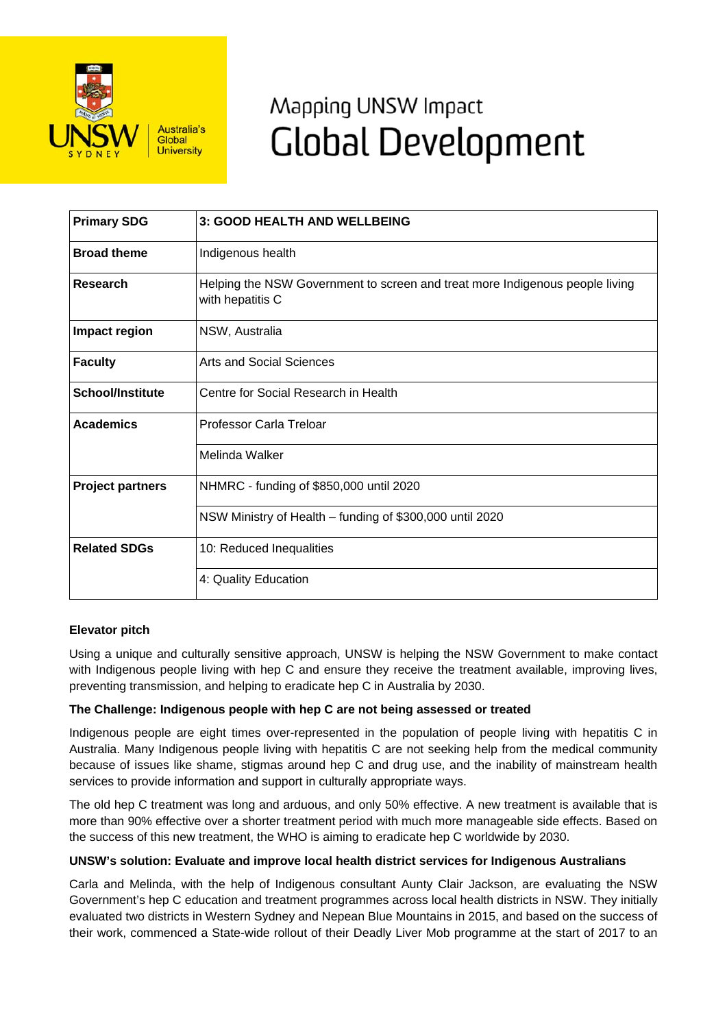# Mapping UNSW Impact
# Global Development

| Primary SDG | 3: GOOD HEALTH AND WELLBEING |
|---|---|
| **Broad theme** | Indigenous health |
| **Research** | Helping the NSW Government to screen and treat more Indigenous people living with hepatitis C |
| **Impact region** | NSW, Australia |
| **Faculty** | Arts and Social Sciences |
| **School/Institute** | Centre for Social Research in Health |
| **Academics** | Professor Carla Treloar |
| | Melinda Walker |
| **Project partners** | NHMRC - funding of $850,000 until 2020 |
| | NSW Ministry of Health – funding of $300,000 until 2020 |
| **Related SDGs** | 10: Reduced Inequalities |
| | 4: Quality Education |

**Elevator pitch**

Using a unique and culturally sensitive approach, UNSW is helping the NSW Government to make contact with Indigenous people living with hep C and ensure they receive the treatment available, improving lives, preventing transmission, and helping to eradicate hep C in Australia by 2030.

**The Challenge: Indigenous people with hep C are not being assessed or treated**

Indigenous people are eight times over-represented in the population of people living with hepatitis C in Australia. Many Indigenous people living with hepatitis C are not seeking help from the medical community because of issues like shame, stigmas around hep C and drug use, and the inability of mainstream health services to provide information and support in culturally appropriate ways.

The old hep C treatment was long and arduous, and only 50% effective. A new treatment is available that is more than 90% effective over a shorter treatment period with much more manageable side effects. Based on the success of this new treatment, the WHO is aiming to eradicate hep C worldwide by 2030.

**UNSW's solution: Evaluate and improve local health district services for Indigenous Australians**

Carla and Melinda, with the help of Indigenous consultant Aunty Clair Jackson, are evaluating the NSW Government's hep C education and treatment programmes across local health districts in NSW. They initially evaluated two districts in Western Sydney and Nepean Blue Mountains in 2015, and based on the success of their work, commenced a State-wide rollout of their Deadly Liver Mob programme at the start of 2017 to an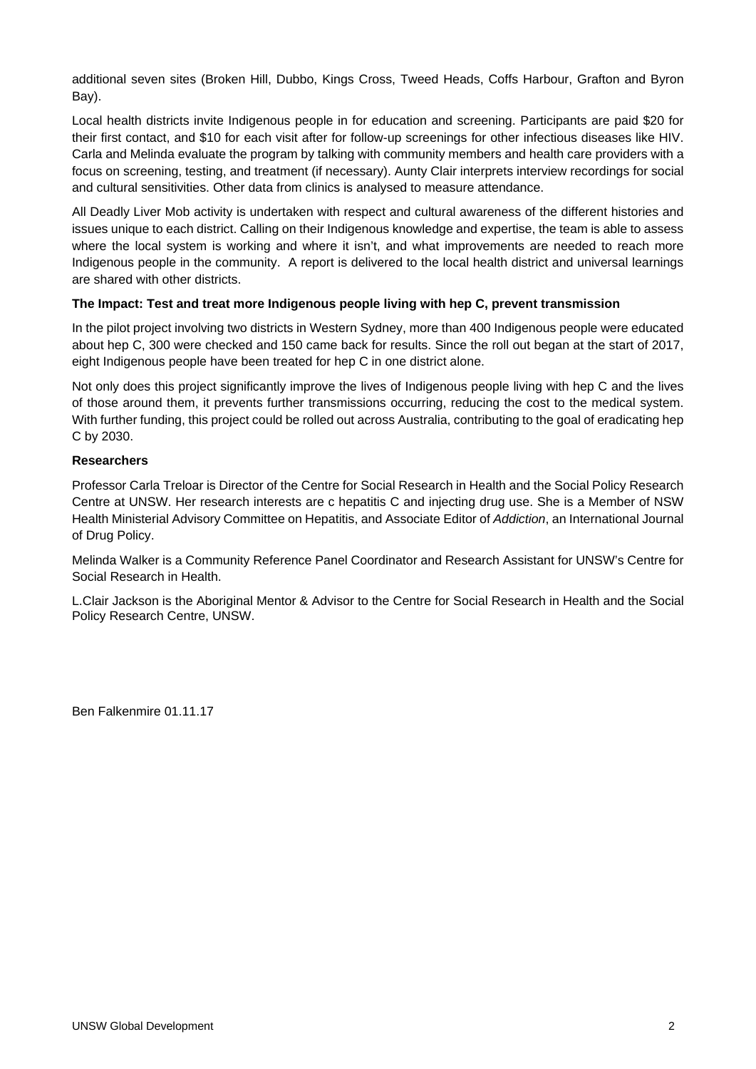additional seven sites (Broken Hill, Dubbo, Kings Cross, Tweed Heads, Coffs Harbour, Grafton and Byron Bay).

Local health districts invite Indigenous people in for education and screening. Participants are paid $20 for their first contact, and $10 for each visit after for follow-up screenings for other infectious diseases like HIV. Carla and Melinda evaluate the program by talking with community members and health care providers with a focus on screening, testing, and treatment (if necessary). Aunty Clair interprets interview recordings for social and cultural sensitivities. Other data from clinics is analysed to measure attendance.

All Deadly Liver Mob activity is undertaken with respect and cultural awareness of the different histories and issues unique to each district. Calling on their Indigenous knowledge and expertise, the team is able to assess where the local system is working and where it isn't, and what improvements are needed to reach more Indigenous people in the community. A report is delivered to the local health district and universal learnings are shared with other districts.

**The Impact: Test and treat more Indigenous people living with hep C, prevent transmission**

In the pilot project involving two districts in Western Sydney, more than 400 Indigenous people were educated about hep C, 300 were checked and 150 came back for results. Since the roll out began at the start of 2017, eight Indigenous people have been treated for hep C in one district alone.

Not only does this project significantly improve the lives of Indigenous people living with hep C and the lives of those around them, it prevents further transmissions occurring, reducing the cost to the medical system. With further funding, this project could be rolled out across Australia, contributing to the goal of eradicating hep C by 2030.

**Researchers**

Professor Carla Treloar is Director of the Centre for Social Research in Health and the Social Policy Research Centre at UNSW. Her research interests are c hepatitis C and injecting drug use. She is a Member of NSW Health Ministerial Advisory Committee on Hepatitis, and Associate Editor of *Addiction*, an International Journal of Drug Policy.

Melinda Walker is a Community Reference Panel Coordinator and Research Assistant for UNSW's Centre for Social Research in Health.

L.Clair Jackson is the Aboriginal Mentor & Advisor to the Centre for Social Research in Health and the Social Policy Research Centre, UNSW.

Ben Falkenmire 01.11.17